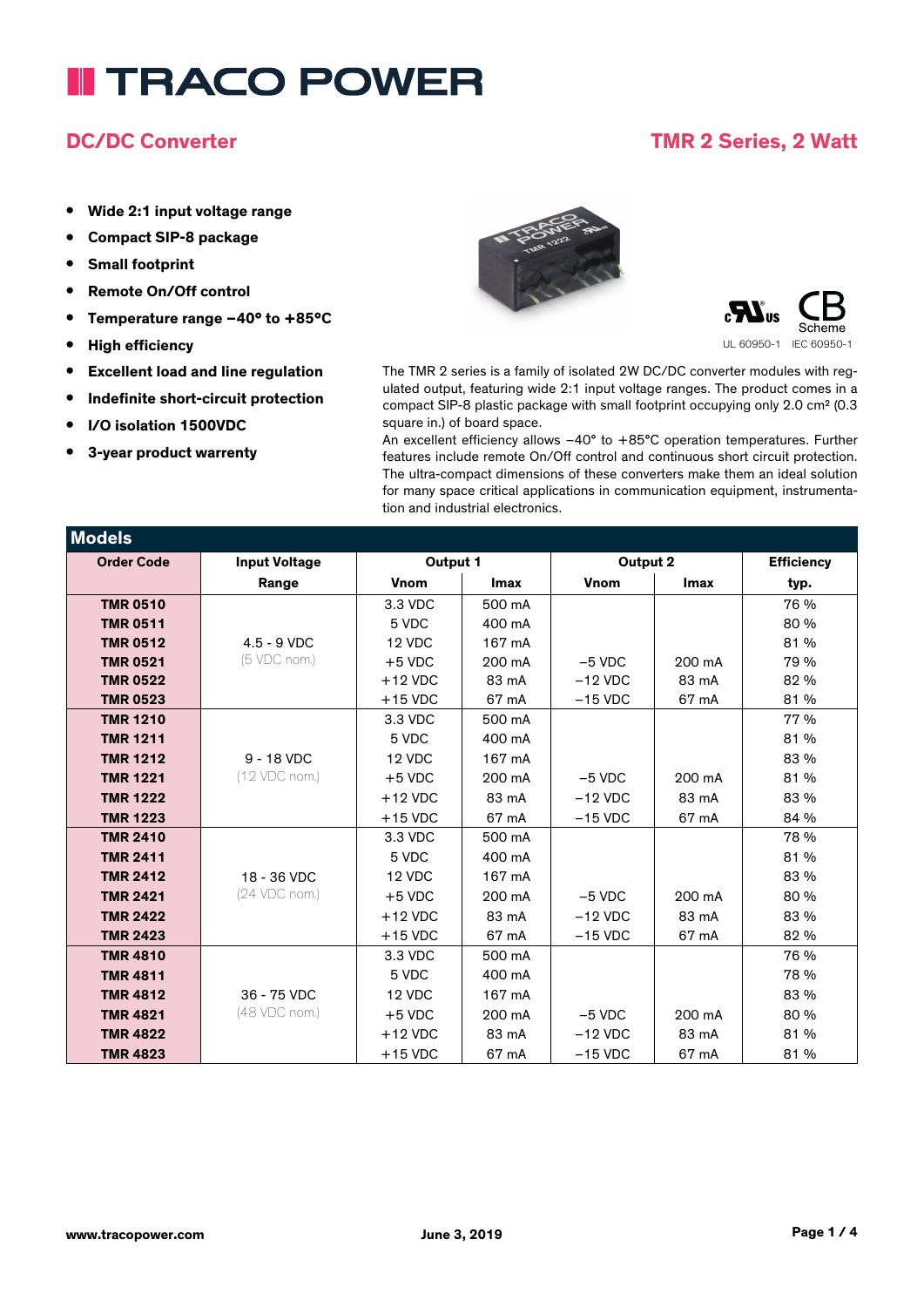# TRACO POWER

## DC/DC Converter

## TMR 2 Series, 2 Watt

- **Wide 2:1 input voltage range**
- **Compact SIP-8 package**
- **Small footprint**
- **Remote On/Off control**
- **Temperature range –40° to +85°C**
- **High efficiency**
- **Excellent load and line regulation**
- **Indefinite short-circuit protection**
- **I/O isolation 1500VDC**
- **3-year product warrenty**

UL 60950-1 IEC 60950-1

The TMR 2 series is a family of isolated 2W DC/DC converter modules with regulated output, featuring wide 2:1 input voltage ranges. The product comes in a compact SIP-8 plastic package with small footprint occupying only 2.0 cm² (0.3 square in.) of board space.
An excellent efficiency allows –40° to +85°C operation temperatures. Further features include remote On/Off control and continuous short circuit protection. The ultra-compact dimensions of these converters make them an ideal solution for many space critical applications in communication equipment, instrumentation and industrial electronics.

## Models

| Order Code | Input Voltage Range | Output 1 Vnom | Output 1 Imax | Output 2 Vnom | Output 2 Imax | Efficiency typ. |
|---|---|---|---|---|---|---|
| **TMR 0510** | 4.5 - 9 VDC (5 VDC nom.) | 3.3 VDC | 500 mA | | | 76 % |
| **TMR 0511** | | 5 VDC | 400 mA | | | 80 % |
| **TMR 0512** | | 12 VDC | 167 mA | | | 81 % |
| **TMR 0521** | | +5 VDC | 200 mA | –5 VDC | 200 mA | 79 % |
| **TMR 0522** | | +12 VDC | 83 mA | –12 VDC | 83 mA | 82 % |
| **TMR 0523** | | +15 VDC | 67 mA | –15 VDC | 67 mA | 81 % |
| **TMR 1210** | 9 - 18 VDC (12 VDC nom.) | 3.3 VDC | 500 mA | | | 77 % |
| **TMR 1211** | | 5 VDC | 400 mA | | | 81 % |
| **TMR 1212** | | 12 VDC | 167 mA | | | 83 % |
| **TMR 1221** | | +5 VDC | 200 mA | –5 VDC | 200 mA | 81 % |
| **TMR 1222** | | +12 VDC | 83 mA | –12 VDC | 83 mA | 83 % |
| **TMR 1223** | | +15 VDC | 67 mA | –15 VDC | 67 mA | 84 % |
| **TMR 2410** | 18 - 36 VDC (24 VDC nom.) | 3.3 VDC | 500 mA | | | 78 % |
| **TMR 2411** | | 5 VDC | 400 mA | | | 81 % |
| **TMR 2412** | | 12 VDC | 167 mA | | | 83 % |
| **TMR 2421** | | +5 VDC | 200 mA | –5 VDC | 200 mA | 80 % |
| **TMR 2422** | | +12 VDC | 83 mA | –12 VDC | 83 mA | 83 % |
| **TMR 2423** | | +15 VDC | 67 mA | –15 VDC | 67 mA | 82 % |
| **TMR 4810** | 36 - 75 VDC (48 VDC nom.) | 3.3 VDC | 500 mA | | | 76 % |
| **TMR 4811** | | 5 VDC | 400 mA | | | 78 % |
| **TMR 4812** | | 12 VDC | 167 mA | | | 83 % |
| **TMR 4821** | | +5 VDC | 200 mA | –5 VDC | 200 mA | 80 % |
| **TMR 4822** | | +12 VDC | 83 mA | –12 VDC | 83 mA | 81 % |
| **TMR 4823** | | +15 VDC | 67 mA | –15 VDC | 67 mA | 81 % |

www.tracopower.com June 3, 2019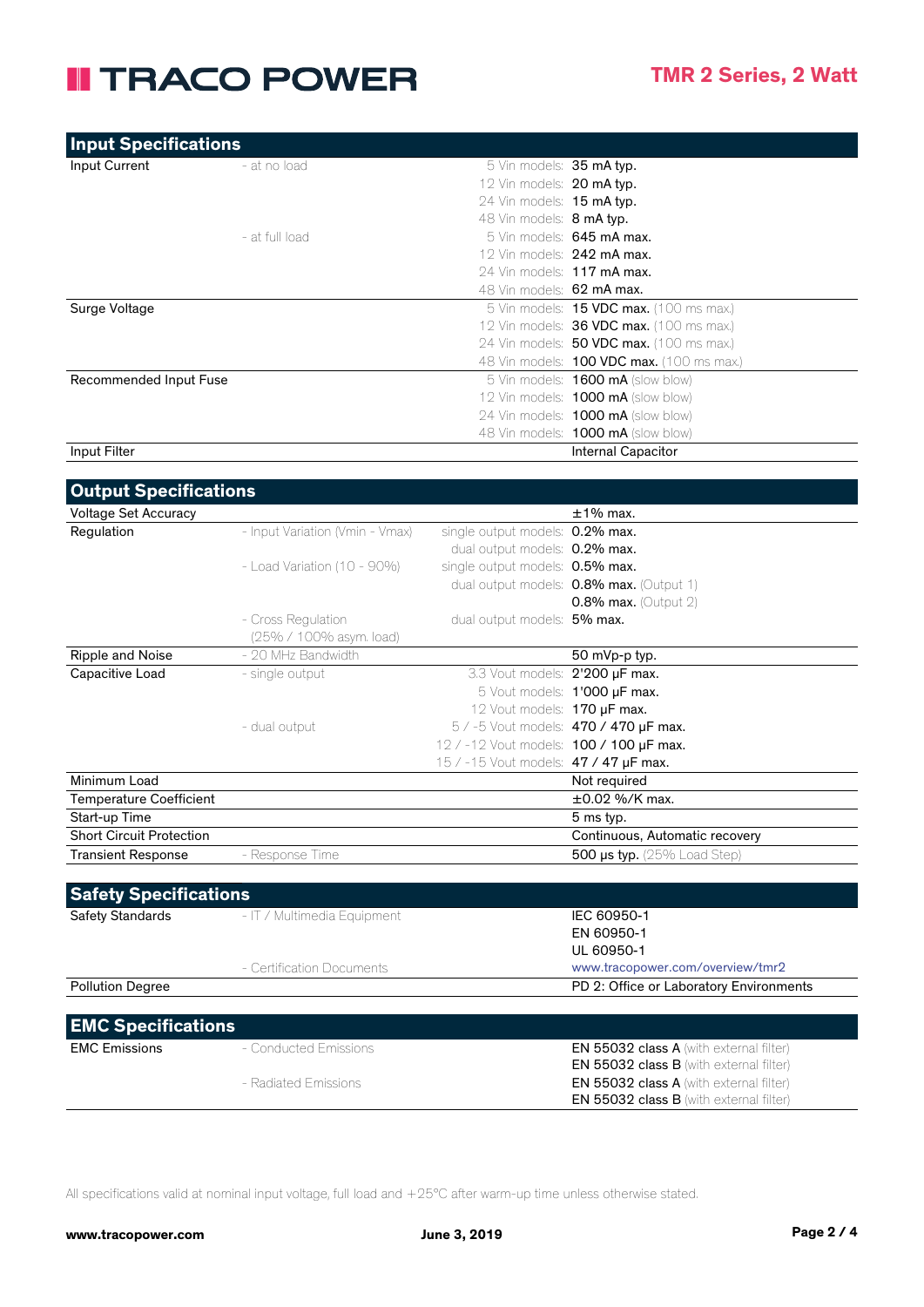## Input Specifications

| | | | |
|---|---|---|---|
| Input Current | - at no load | 5 Vin models: | **35 mA typ.** |
| | | 12 Vin models: | **20 mA typ.** |
| | | 24 Vin models: | **15 mA typ.** |
| | | 48 Vin models: | **8 mA typ.** |
| | - at full load | 5 Vin models: | **645 mA max.** |
| | | 12 Vin models: | **242 mA max.** |
| | | 24 Vin models: | **117 mA max.** |
| | | 48 Vin models: | **62 mA max.** |
| Surge Voltage | | 5 Vin models: | **15 VDC max.** (100 ms max.) |
| | | 12 Vin models: | **36 VDC max.** (100 ms max.) |
| | | 24 Vin models: | **50 VDC max.** (100 ms max.) |
| | | 48 Vin models: | **100 VDC max.** (100 ms max.) |
| Recommended Input Fuse | | 5 Vin models: | **1600 mA** (slow blow) |
| | | 12 Vin models: | **1000 mA** (slow blow) |
| | | 24 Vin models: | **1000 mA** (slow blow) |
| | | 48 Vin models: | **1000 mA** (slow blow) |
| Input Filter | | | Internal Capacitor |

## Output Specifications

| | | | |
|---|---|---|---|
| Voltage Set Accuracy | | | ±1% max. |
| Regulation | - Input Variation (Vmin - Vmax) | single output models: | **0.2% max.** |
| | | dual output models: | **0.2% max.** |
| | - Load Variation (10 - 90%) | single output models: | **0.5% max.** |
| | | dual output models: | **0.8% max.** (Output 1) |
| | | | **0.8% max.** (Output 2) |
| | - Cross Regulation (25% / 100% asym. load) | dual output models: | **5% max.** |
| Ripple and Noise | - 20 MHz Bandwidth | | 50 mVp-p typ. |
| Capacitive Load | - single output | 3.3 Vout models: | **2'200 µF max.** |
| | | 5 Vout models: | **1'000 µF max.** |
| | | 12 Vout models: | **170 µF max.** |
| | - dual output | 5 / -5 Vout models: | **470 / 470 µF max.** |
| | | 12 / -12 Vout models: | **100 / 100 µF max.** |
| | | 15 / -15 Vout models: | **47 / 47 µF max.** |
| Minimum Load | | | Not required |
| Temperature Coefficient | | | ±0.02 %/K max. |
| Start-up Time | | | 5 ms typ. |
| Short Circuit Protection | | | Continuous, Automatic recovery |
| Transient Response | - Response Time | | **500 µs typ.** (25% Load Step) |

## Safety Specifications

| | | |
|---|---|---|
| Safety Standards | - IT / Multimedia Equipment | IEC 60950-1 |
| | | EN 60950-1 |
| | | UL 60950-1 |
| | - Certification Documents | www.tracopower.com/overview/tmr2 |
| Pollution Degree | | PD 2: Office or Laboratory Environments |

## EMC Specifications

| | | |
|---|---|---|
| EMC Emissions | - Conducted Emissions | **EN 55032 class A** (with external filter) |
| | | **EN 55032 class B** (with external filter) |
| | - Radiated Emissions | **EN 55032 class A** (with external filter) |
| | | **EN 55032 class B** (with external filter) |

All specifications valid at nominal input voltage, full load and +25°C after warm-up time unless otherwise stated.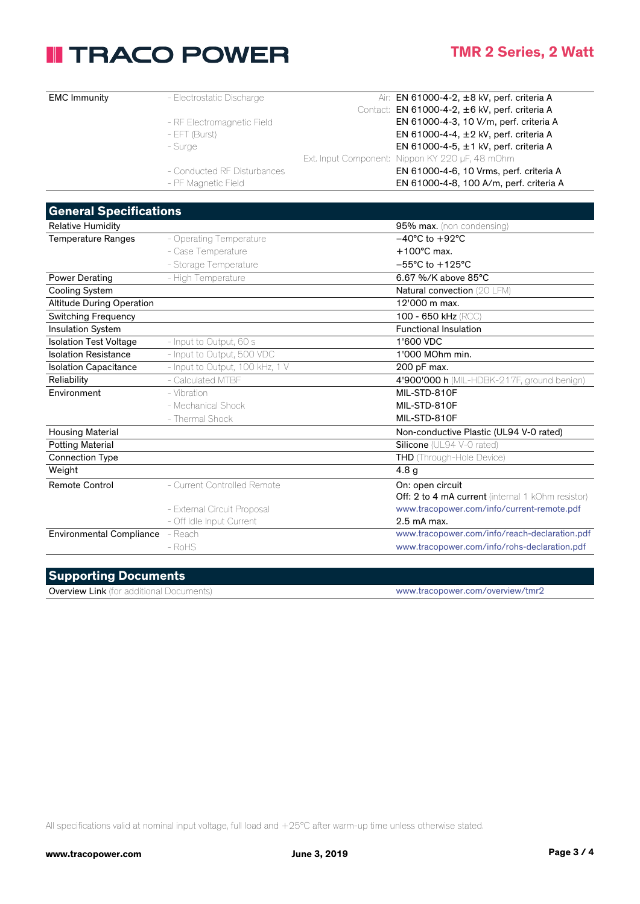| EMC Immunity | - Electrostatic Discharge | Air: | EN 61000-4-2, ±8 kV, perf. criteria A |
|---|---|---|---|
| | | Contact: | EN 61000-4-2, ±6 kV, perf. criteria A |
| | - RF Electromagnetic Field | | EN 61000-4-3, 10 V/m, perf. criteria A |
| | - EFT (Burst) | | EN 61000-4-4, ±2 kV, perf. criteria A |
| | - Surge | | EN 61000-4-5, ±1 kV, perf. criteria A |
| | | Ext. Input Component: | Nippon KY 220 µF, 48 mOhm |
| | - Conducted RF Disturbances | | EN 61000-4-6, 10 Vrms, perf. criteria A |
| | - PF Magnetic Field | | EN 61000-4-8, 100 A/m, perf. criteria A |

## General Specifications

| | | |
|---|---|---|
| Relative Humidity | | **95% max.** (non condensing) |
| Temperature Ranges | - Operating Temperature | −40°C to +92°C |
| | - Case Temperature | +100°C max. |
| | - Storage Temperature | −55°C to +125°C |
| Power Derating | - High Temperature | 6.67 %/K above 85°C |
| Cooling System | | Natural convection (20 LFM) |
| Altitude During Operation | | 12'000 m max. |
| Switching Frequency | | **100 - 650 kHz** (RCC) |
| Insulation System | | Functional Insulation |
| Isolation Test Voltage | - Input to Output, 60 s | 1'600 VDC |
| Isolation Resistance | - Input to Output, 500 VDC | 1'000 MOhm min. |
| Isolation Capacitance | - Input to Output, 100 kHz, 1 V | 200 pF max. |
| Reliability | - Calculated MTBF | **4'900'000 h** (MIL-HDBK-217F, ground benign) |
| Environment | - Vibration | MIL-STD-810F |
| | - Mechanical Shock | MIL-STD-810F |
| | - Thermal Shock | MIL-STD-810F |
| Housing Material | | Non-conductive Plastic (UL94 V-0 rated) |
| Potting Material | | **Silicone** (UL94 V-0 rated) |
| Connection Type | | **THD** (Through-Hole Device) |
| Weight | | 4.8 g |
| Remote Control | - Current Controlled Remote | On: open circuit<br>**Off: 2 to 4 mA current** (internal 1 kOhm resistor) |
| | - External Circuit Proposal | www.tracopower.com/info/current-remote.pdf |
| | - Off Idle Input Current | 2.5 mA max. |
| Environmental Compliance | - Reach | www.tracopower.com/info/reach-declaration.pdf |
| | - RoHS | www.tracopower.com/info/rohs-declaration.pdf |

## Supporting Documents

| | |
|---|---|
| **Overview Link** (for additional Documents) | www.tracopower.com/overview/tmr2 |

All specifications valid at nominal input voltage, full load and +25°C after warm-up time unless otherwise stated.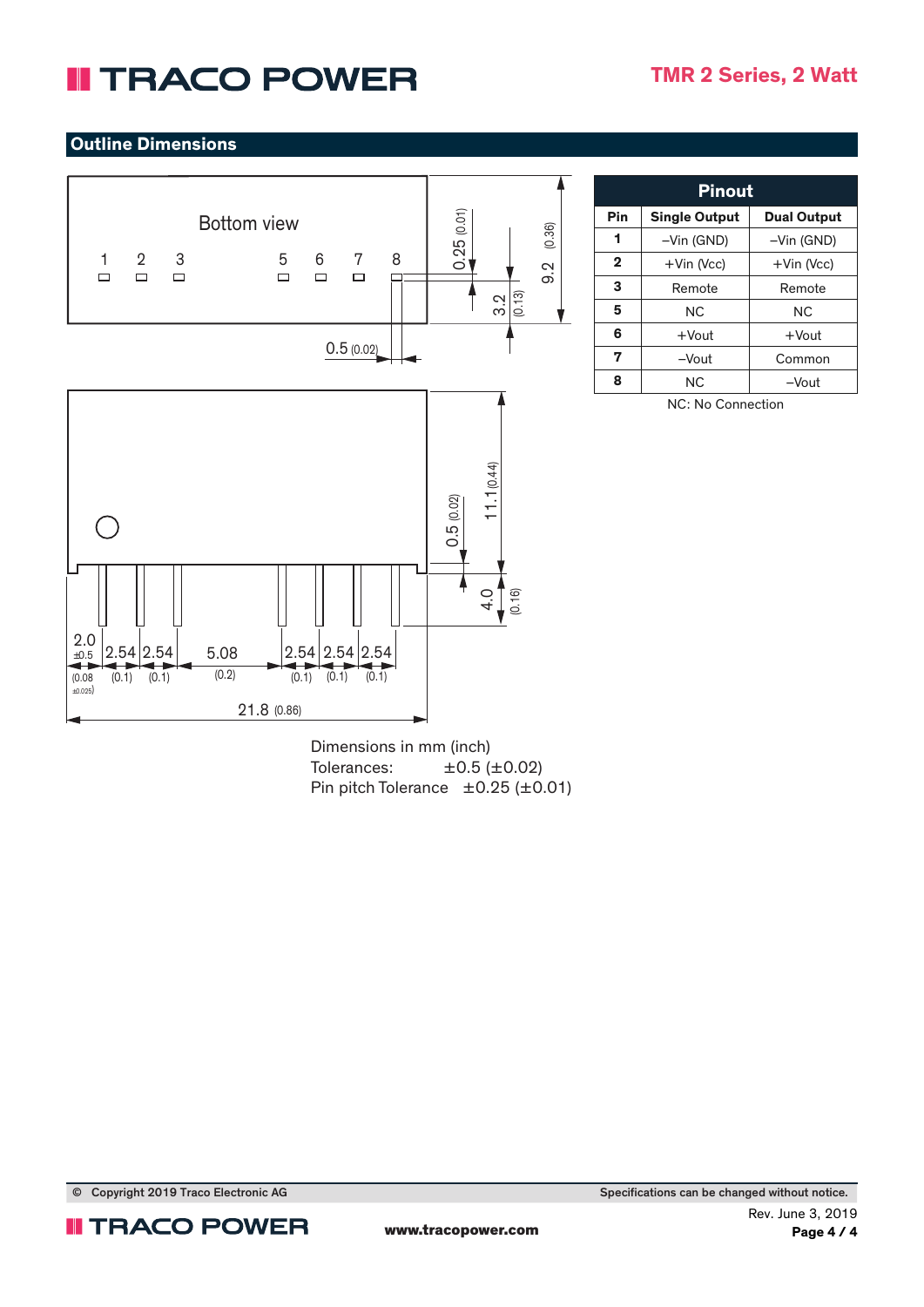## Outline Dimensions

Bottom view

1 2 3 5 6 7 8

0.25 (0.01)
3.2 (0.13)
9.2 (0.36)
0.5 (0.02)

11.1 (0.44)
0.5 (0.02)
4.0 (0.16)

2.0 ±0.5 (0.08 ±0.025)
2.54 (0.1) 2.54 (0.1) 5.08 (0.2) 2.54 (0.1) 2.54 (0.1) 2.54 (0.1)
21.8 (0.86)

Dimensions in mm (inch)
Tolerances: ±0.5 (±0.02)
Pin pitch Tolerance ±0.25 (±0.01)

| Pinout | | |
|---|---|---|
| **Pin** | **Single Output** | **Dual Output** |
| **1** | –Vin (GND) | –Vin (GND) |
| **2** | +Vin (Vcc) | +Vin (Vcc) |
| **3** | Remote | Remote |
| **5** | NC | NC |
| **6** | +Vout | +Vout |
| **7** | –Vout | Common |
| **8** | NC | –Vout |

NC: No Connection

© Copyright 2019 Traco Electronic AG

Specifications can be changed without notice.

Rev. June 3, 2019

www.tracopower.com